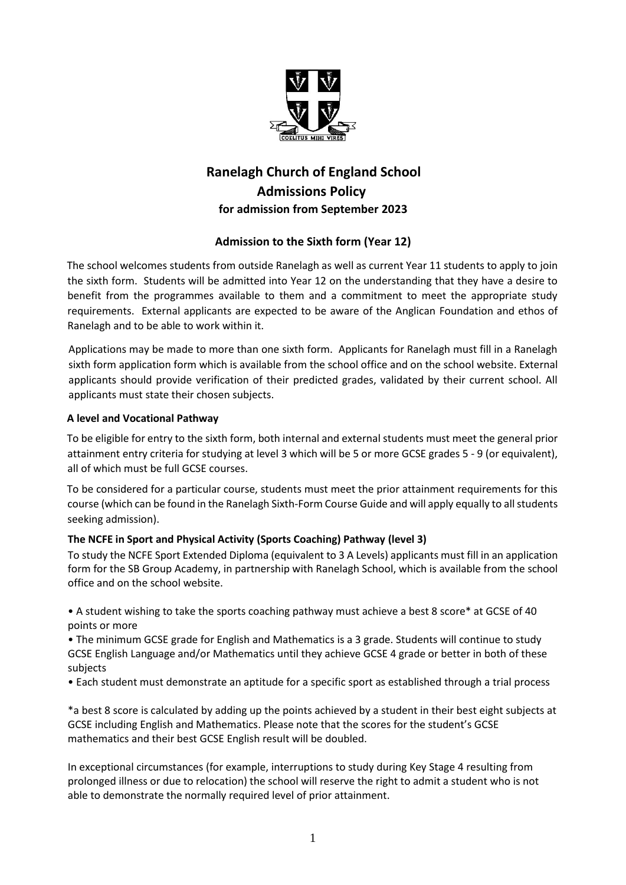# Ranelagh Church of England School
## Admissions Policy
### for admission from September 2023

### Admission to the Sixth form (Year 12)

The school welcomes students from outside Ranelagh as well as current Year 11 students to apply to join the sixth form. Students will be admitted into Year 12 on the understanding that they have a desire to benefit from the programmes available to them and a commitment to meet the appropriate study requirements. External applicants are expected to be aware of the Anglican Foundation and ethos of Ranelagh and to be able to work within it.

Applications may be made to more than one sixth form. Applicants for Ranelagh must fill in a Ranelagh sixth form application form which is available from the school office and on the school website. External applicants should provide verification of their predicted grades, validated by their current school. All applicants must state their chosen subjects.

**A level and Vocational Pathway**

To be eligible for entry to the sixth form, both internal and external students must meet the general prior attainment entry criteria for studying at level 3 which will be 5 or more GCSE grades 5 - 9 (or equivalent), all of which must be full GCSE courses.

To be considered for a particular course, students must meet the prior attainment requirements for this course (which can be found in the Ranelagh Sixth-Form Course Guide and will apply equally to all students seeking admission).

**The NCFE in Sport and Physical Activity (Sports Coaching) Pathway (level 3)**

To study the NCFE Sport Extended Diploma (equivalent to 3 A Levels) applicants must fill in an application form for the SB Group Academy, in partnership with Ranelagh School, which is available from the school office and on the school website.

- A student wishing to take the sports coaching pathway must achieve a best 8 score* at GCSE of 40 points or more
- The minimum GCSE grade for English and Mathematics is a 3 grade. Students will continue to study GCSE English Language and/or Mathematics until they achieve GCSE 4 grade or better in both of these subjects
- Each student must demonstrate an aptitude for a specific sport as established through a trial process

*a best 8 score is calculated by adding up the points achieved by a student in their best eight subjects at GCSE including English and Mathematics. Please note that the scores for the student's GCSE mathematics and their best GCSE English result will be doubled.

In exceptional circumstances (for example, interruptions to study during Key Stage 4 resulting from prolonged illness or due to relocation) the school will reserve the right to admit a student who is not able to demonstrate the normally required level of prior attainment.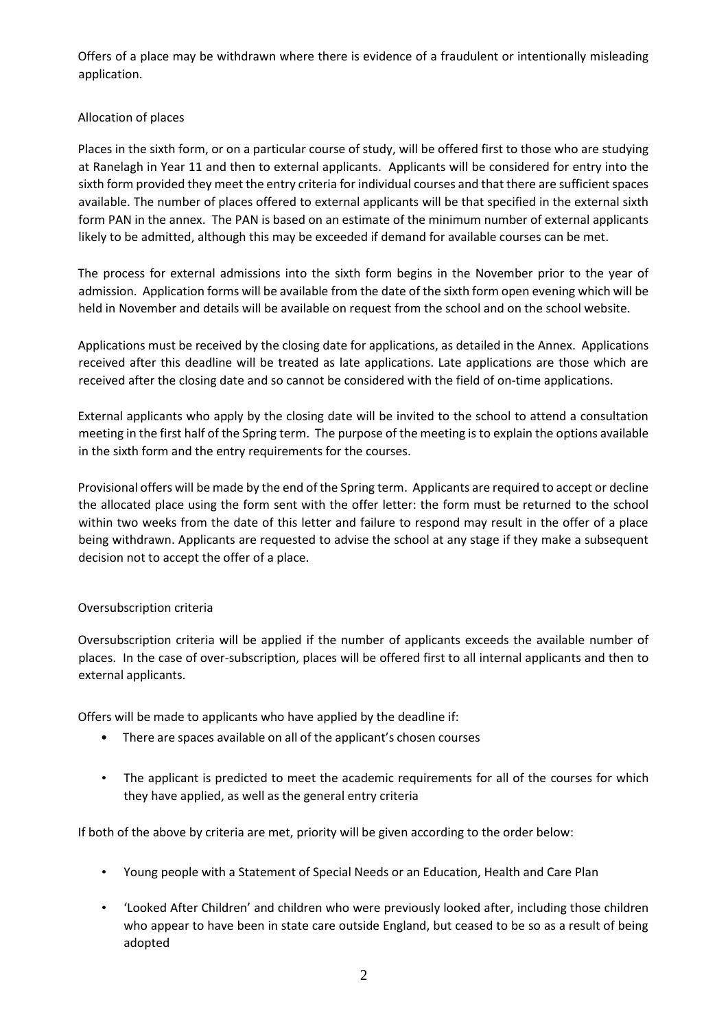Offers of a place may be withdrawn where there is evidence of a fraudulent or intentionally misleading application.

## Allocation of places

Places in the sixth form, or on a particular course of study, will be offered first to those who are studying at Ranelagh in Year 11 and then to external applicants. Applicants will be considered for entry into the sixth form provided they meet the entry criteria for individual courses and that there are sufficient spaces available. The number of places offered to external applicants will be that specified in the external sixth form PAN in the annex. The PAN is based on an estimate of the minimum number of external applicants likely to be admitted, although this may be exceeded if demand for available courses can be met.

The process for external admissions into the sixth form begins in the November prior to the year of admission. Application forms will be available from the date of the sixth form open evening which will be held in November and details will be available on request from the school and on the school website.

Applications must be received by the closing date for applications, as detailed in the Annex. Applications received after this deadline will be treated as late applications. Late applications are those which are received after the closing date and so cannot be considered with the field of on-time applications.

External applicants who apply by the closing date will be invited to the school to attend a consultation meeting in the first half of the Spring term. The purpose of the meeting is to explain the options available in the sixth form and the entry requirements for the courses.

Provisional offers will be made by the end of the Spring term. Applicants are required to accept or decline the allocated place using the form sent with the offer letter: the form must be returned to the school within two weeks from the date of this letter and failure to respond may result in the offer of a place being withdrawn. Applicants are requested to advise the school at any stage if they make a subsequent decision not to accept the offer of a place.

## Oversubscription criteria

Oversubscription criteria will be applied if the number of applicants exceeds the available number of places. In the case of over-subscription, places will be offered first to all internal applicants and then to external applicants.

Offers will be made to applicants who have applied by the deadline if:

- There are spaces available on all of the applicant's chosen courses
- The applicant is predicted to meet the academic requirements for all of the courses for which they have applied, as well as the general entry criteria

If both of the above by criteria are met, priority will be given according to the order below:

- Young people with a Statement of Special Needs or an Education, Health and Care Plan
- 'Looked After Children' and children who were previously looked after, including those children who appear to have been in state care outside England, but ceased to be so as a result of being adopted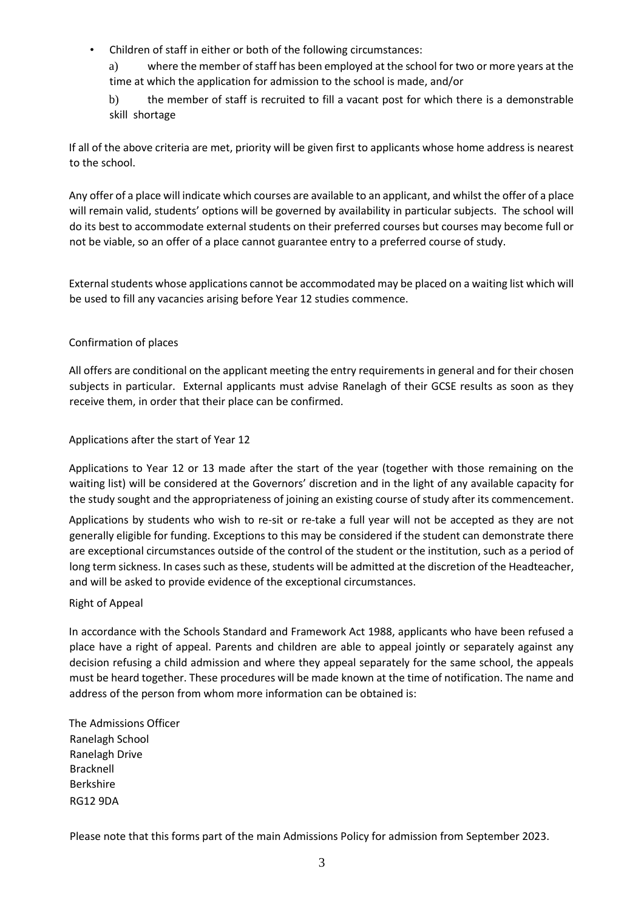- Children of staff in either or both of the following circumstances:

  a) where the member of staff has been employed at the school for two or more years at the time at which the application for admission to the school is made, and/or

  b) the member of staff is recruited to fill a vacant post for which there is a demonstrable skill shortage

If all of the above criteria are met, priority will be given first to applicants whose home address is nearest to the school.

Any offer of a place will indicate which courses are available to an applicant, and whilst the offer of a place will remain valid, students' options will be governed by availability in particular subjects. The school will do its best to accommodate external students on their preferred courses but courses may become full or not be viable, so an offer of a place cannot guarantee entry to a preferred course of study.

External students whose applications cannot be accommodated may be placed on a waiting list which will be used to fill any vacancies arising before Year 12 studies commence.

Confirmation of places

All offers are conditional on the applicant meeting the entry requirements in general and for their chosen subjects in particular. External applicants must advise Ranelagh of their GCSE results as soon as they receive them, in order that their place can be confirmed.

Applications after the start of Year 12

Applications to Year 12 or 13 made after the start of the year (together with those remaining on the waiting list) will be considered at the Governors' discretion and in the light of any available capacity for the study sought and the appropriateness of joining an existing course of study after its commencement.

Applications by students who wish to re-sit or re-take a full year will not be accepted as they are not generally eligible for funding. Exceptions to this may be considered if the student can demonstrate there are exceptional circumstances outside of the control of the student or the institution, such as a period of long term sickness. In cases such as these, students will be admitted at the discretion of the Headteacher, and will be asked to provide evidence of the exceptional circumstances.

Right of Appeal

In accordance with the Schools Standard and Framework Act 1988, applicants who have been refused a place have a right of appeal. Parents and children are able to appeal jointly or separately against any decision refusing a child admission and where they appeal separately for the same school, the appeals must be heard together. These procedures will be made known at the time of notification. The name and address of the person from whom more information can be obtained is:

The Admissions Officer
Ranelagh School
Ranelagh Drive
Bracknell
Berkshire
RG12 9DA

Please note that this forms part of the main Admissions Policy for admission from September 2023.